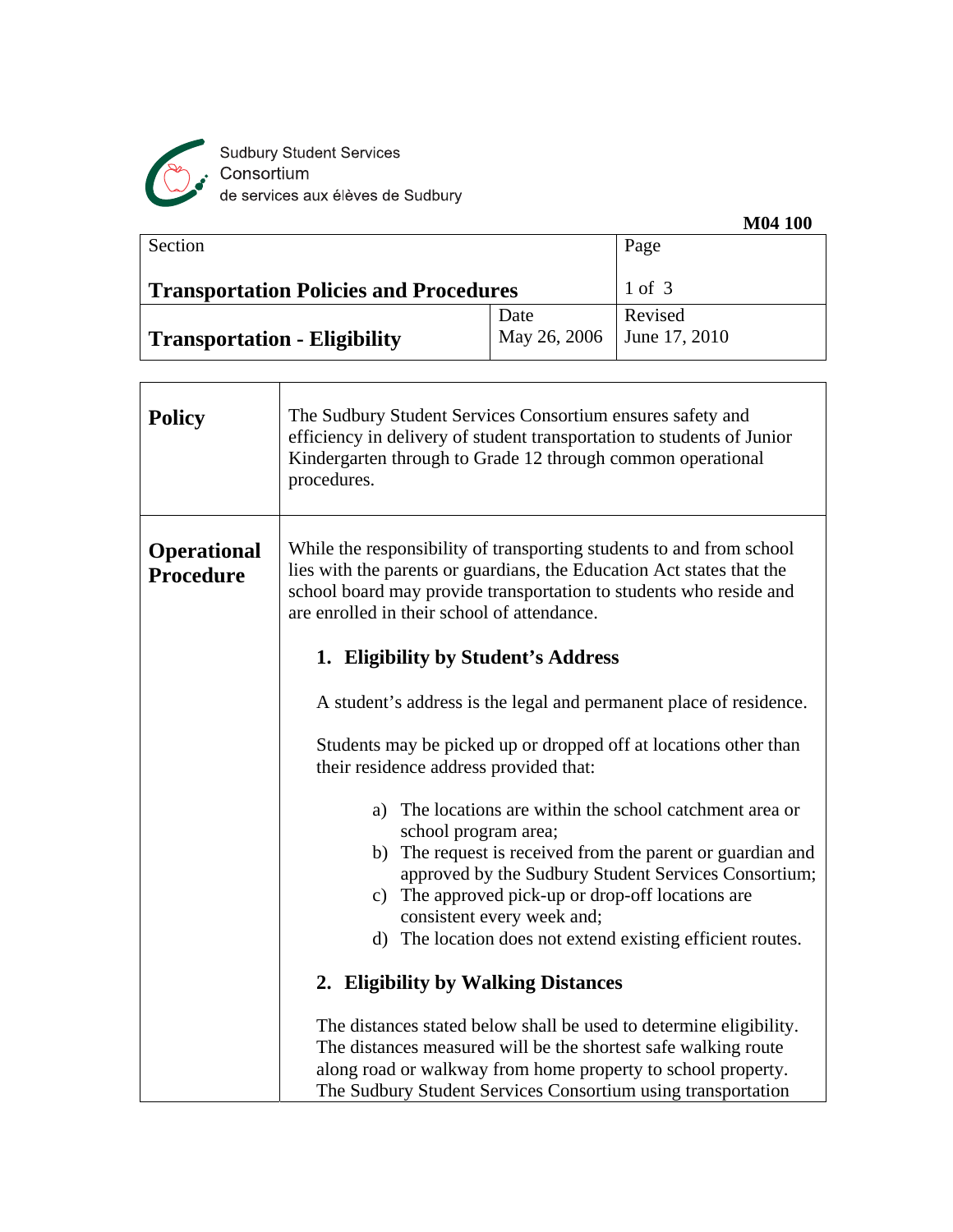Sudbury Student Services Consortium
de services aux élèves de Sudbury

**M04 100**

| Section | | Page |
|---|---|---|
| **Transportation Policies and Procedures** | | 1 of 3 |
| **Transportation - Eligibility** | Date May 26, 2006 | Revised June 17, 2010 |

## Policy

The Sudbury Student Services Consortium ensures safety and efficiency in delivery of student transportation to students of Junior Kindergarten through to Grade 12 through common operational procedures.

## Operational Procedure

While the responsibility of transporting students to and from school lies with the parents or guardians, the Education Act states that the school board may provide transportation to students who reside and are enrolled in their school of attendance.

### 1. Eligibility by Student's Address

A student's address is the legal and permanent place of residence.

Students may be picked up or dropped off at locations other than their residence address provided that:

a) The locations are within the school catchment area or school program area;
b) The request is received from the parent or guardian and approved by the Sudbury Student Services Consortium;
c) The approved pick-up or drop-off locations are consistent every week and;
d) The location does not extend existing efficient routes.

### 2. Eligibility by Walking Distances

The distances stated below shall be used to determine eligibility. The distances measured will be the shortest safe walking route along road or walkway from home property to school property. The Sudbury Student Services Consortium using transportation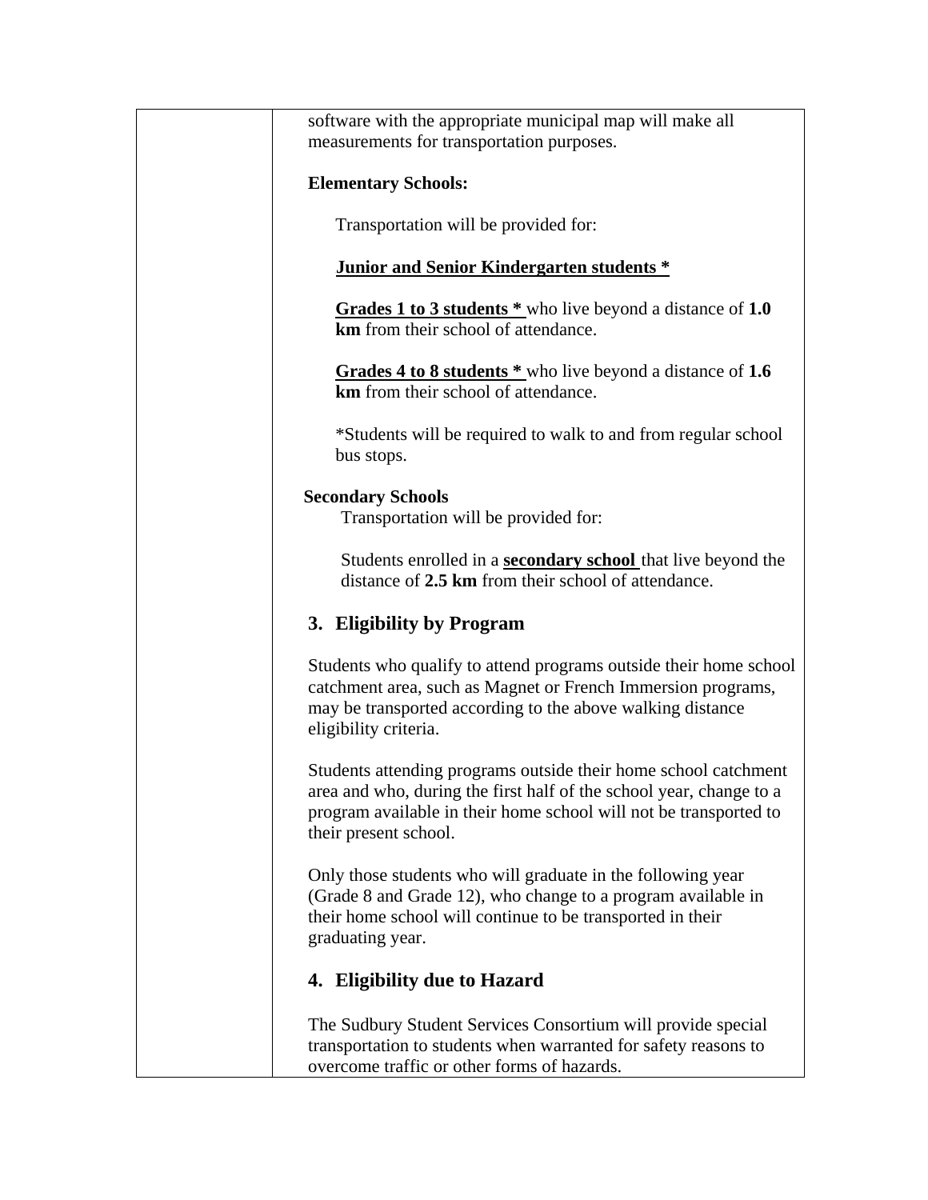software with the appropriate municipal map will make all measurements for transportation purposes.

**Elementary Schools:**

Transportation will be provided for:

**Junior and Senior Kindergarten students ***

**Grades 1 to 3 students *** who live beyond a distance of **1.0 km** from their school of attendance.

**Grades 4 to 8 students *** who live beyond a distance of **1.6 km** from their school of attendance.

*Students will be required to walk to and from regular school bus stops.

**Secondary Schools**

Transportation will be provided for:

Students enrolled in a **secondary school** that live beyond the distance of **2.5 km** from their school of attendance.

## 3. Eligibility by Program

Students who qualify to attend programs outside their home school catchment area, such as Magnet or French Immersion programs, may be transported according to the above walking distance eligibility criteria.

Students attending programs outside their home school catchment area and who, during the first half of the school year, change to a program available in their home school will not be transported to their present school.

Only those students who will graduate in the following year (Grade 8 and Grade 12), who change to a program available in their home school will continue to be transported in their graduating year.

## 4. Eligibility due to Hazard

The Sudbury Student Services Consortium will provide special transportation to students when warranted for safety reasons to overcome traffic or other forms of hazards.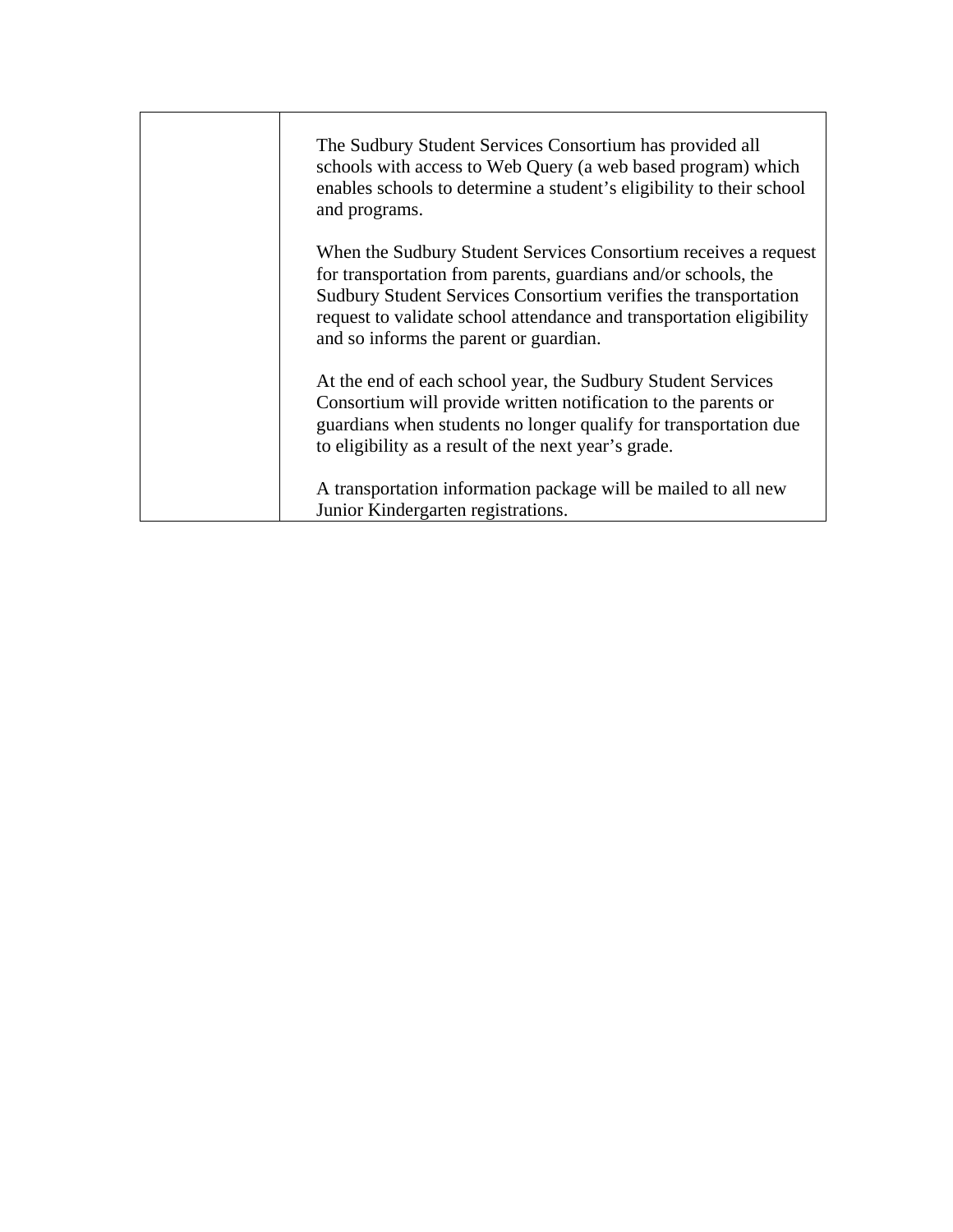| | |
|---|---|
| | The Sudbury Student Services Consortium has provided all schools with access to Web Query (a web based program) which enables schools to determine a student's eligibility to their school and programs.<br><br>When the Sudbury Student Services Consortium receives a request for transportation from parents, guardians and/or schools, the Sudbury Student Services Consortium verifies the transportation request to validate school attendance and transportation eligibility and so informs the parent or guardian.<br><br>At the end of each school year, the Sudbury Student Services Consortium will provide written notification to the parents or guardians when students no longer qualify for transportation due to eligibility as a result of the next year's grade.<br><br>A transportation information package will be mailed to all new Junior Kindergarten registrations. |